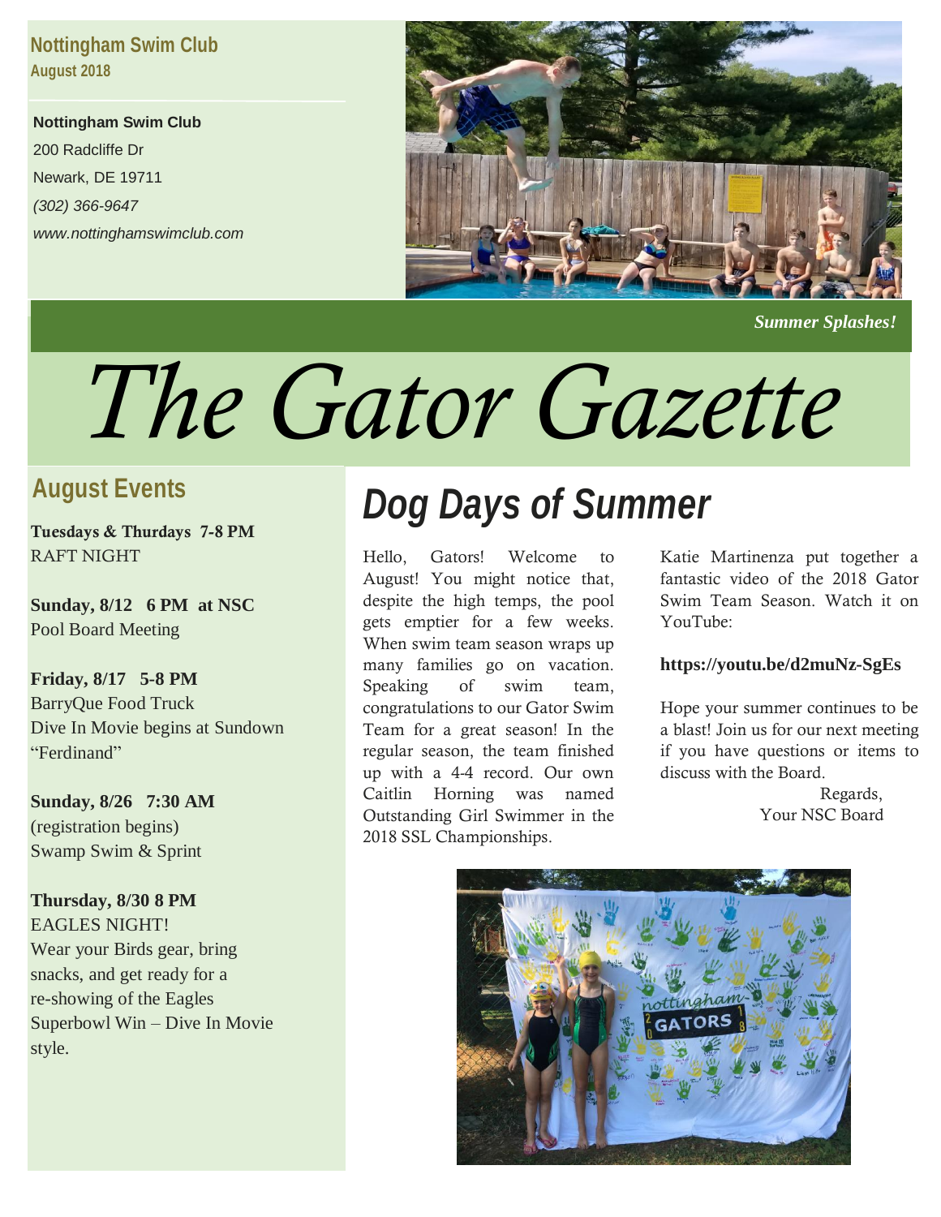**Nottingham Swim Club**
**August 2018**

**Nottingham Swim Club**
200 Radcliffe Dr
Newark, DE 19711
*(302) 366-9647*
*www.nottinghamswimclub.com*

***Summer Splashes!***

# *The Gator Gazette*

## August Events

**Tuesdays & Thurdays 7-8 PM**
RAFT NIGHT

**Sunday, 8/12 6 PM at NSC**
Pool Board Meeting

**Friday, 8/17 5-8 PM**
BarryQue Food Truck
Dive In Movie begins at Sundown
"Ferdinand"

**Sunday, 8/26 7:30 AM**
(registration begins)
Swamp Swim & Sprint

**Thursday, 8/30 8 PM**
EAGLES NIGHT!
Wear your Birds gear, bring snacks, and get ready for a re-showing of the Eagles Superbowl Win – Dive In Movie style.

## *Dog Days of Summer*

Hello, Gators! Welcome to August! You might notice that, despite the high temps, the pool gets emptier for a few weeks. When swim team season wraps up many families go on vacation. Speaking of swim team, congratulations to our Gator Swim Team for a great season! In the regular season, the team finished up with a 4-4 record. Our own Caitlin Horning was named Outstanding Girl Swimmer in the 2018 SSL Championships.

Katie Martinenza put together a fantastic video of the 2018 Gator Swim Team Season. Watch it on YouTube:

**https://youtu.be/d2muNz-SgEs**

Hope your summer continues to be a blast! Join us for our next meeting if you have questions or items to discuss with the Board.

Regards,
Your NSC Board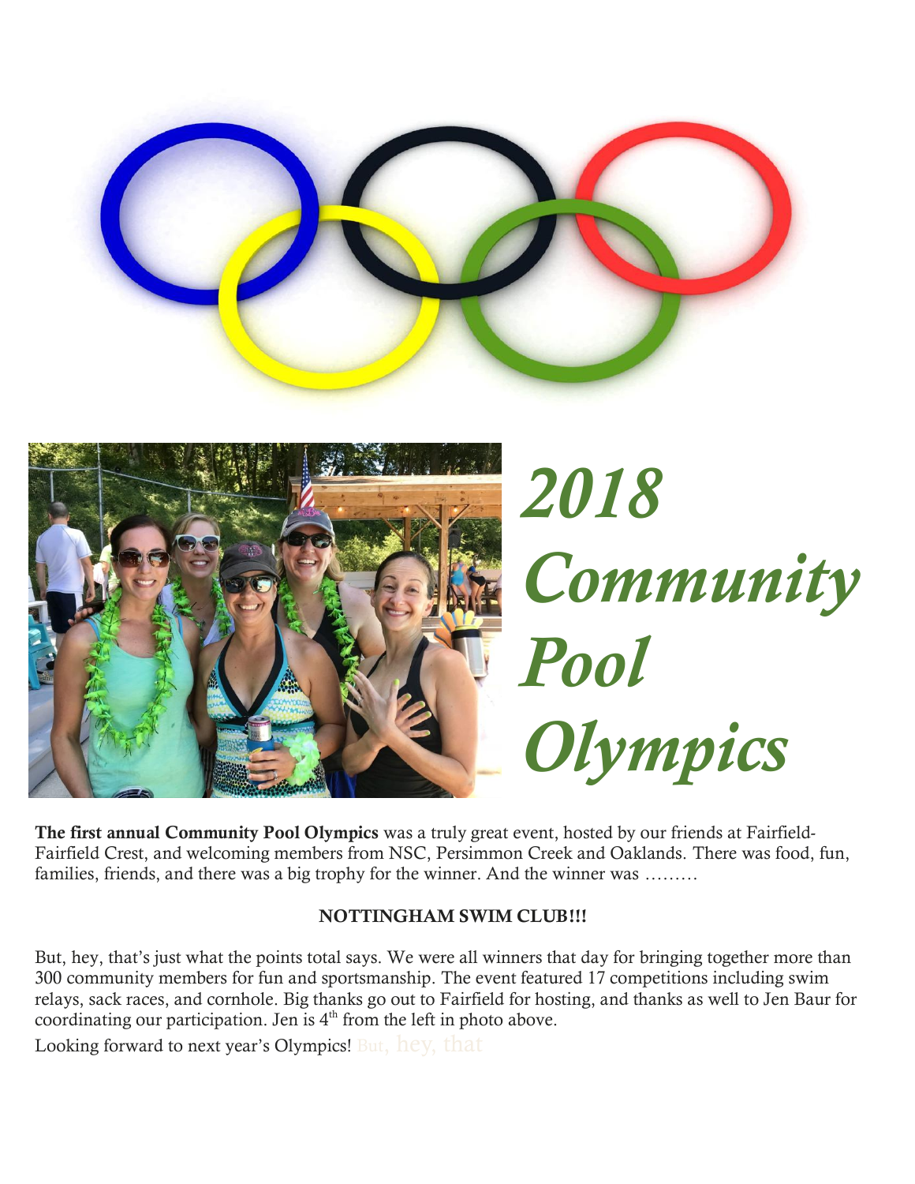# *2018 Community Pool Olympics*

**The first annual Community Pool Olympics** was a truly great event, hosted by our friends at Fairfield-Fairfield Crest, and welcoming members from NSC, Persimmon Creek and Oaklands. There was food, fun, families, friends, and there was a big trophy for the winner. And the winner was ………

**NOTTINGHAM SWIM CLUB!!!**

But, hey, that's just what the points total says. We were all winners that day for bringing together more than 300 community members for fun and sportsmanship. The event featured 17 competitions including swim relays, sack races, and cornhole. Big thanks go out to Fairfield for hosting, and thanks as well to Jen Baur for coordinating our participation. Jen is 4th from the left in photo above.

Looking forward to next year's Olympics! But, hey, that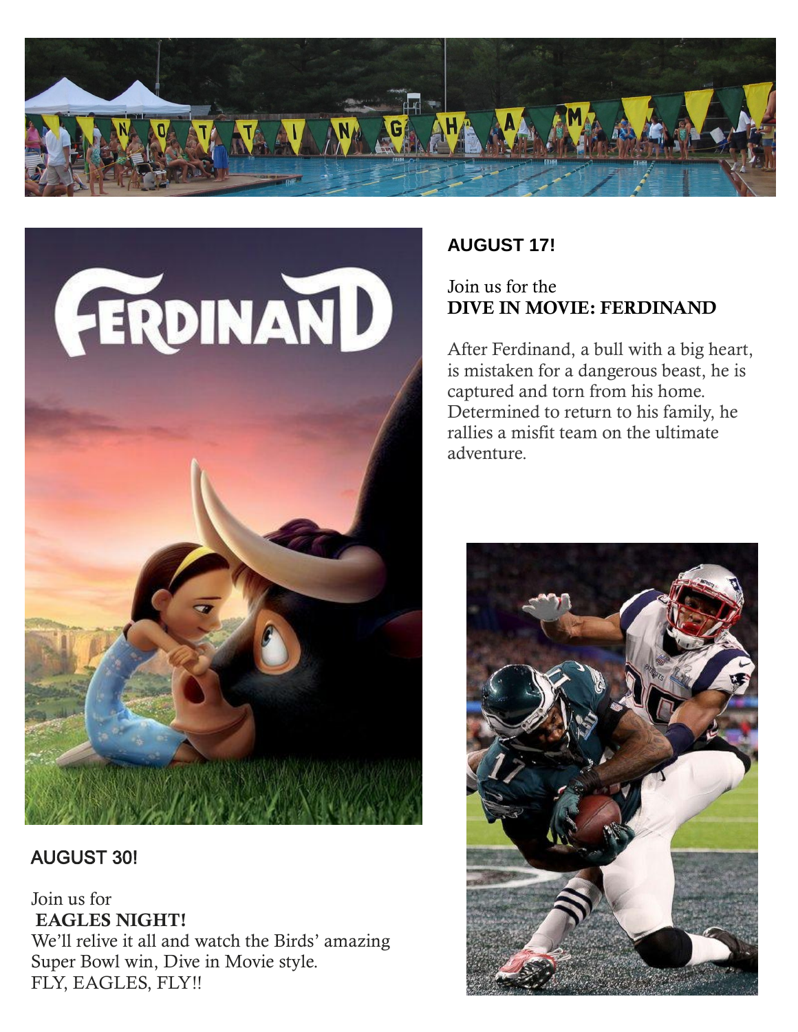## AUGUST 17!

Join us for the
**DIVE IN MOVIE: FERDINAND**

After Ferdinand, a bull with a big heart, is mistaken for a dangerous beast, he is captured and torn from his home. Determined to return to his family, he rallies a misfit team on the ultimate adventure.

## AUGUST 30!

Join us for
**EAGLES NIGHT!**
We'll relive it all and watch the Birds' amazing Super Bowl win, Dive in Movie style.
FLY, EAGLES, FLY!!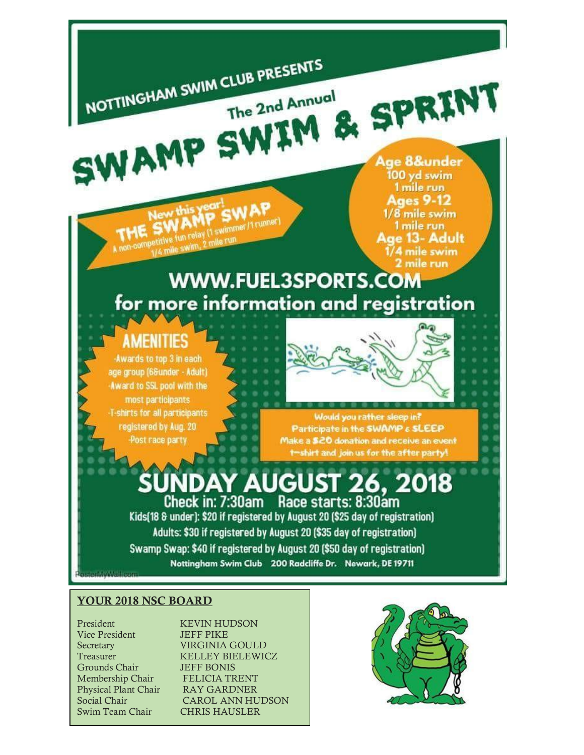NOTTINGHAM SWIM CLUB PRESENTS

The 2nd Annual

# SWAMP SWIM & SPRINT

New this year!
**THE SWAMP SWAP**
A non-competitive fun relay (1 swimmer/1 runner)
1/4 mile swim, 2 mile run

**Age 8&under**
100 yd swim
1 mile run
**Ages 9-12**
1/8 mile swim
1 mile run
**Age 13- Adult**
1/4 mile swim
2 mile run

## WWW.FUEL3SPORTS.COM
## for more information and registration

**AMENITIES**
- Awards to top 3 in each age group (6&under - Adult)
- Award to SSL pool with the most participants
- T-shirts for all participants registered by Aug. 20
- Post race party

Would you rather sleep in?
Participate in the SWAMP & SLEEP
Make a $20 donation and receive an event t-shirt and join us for the after party!

## SUNDAY AUGUST 26, 2018

**Check in: 7:30am Race starts: 8:30am**

Kids(18 & under): $20 if registered by August 20 ($25 day of registration)

Adults: $30 if registered by August 20 ($35 day of registration)

Swamp Swap: $40 if registered by August 20 ($50 day of registration)

Nottingham Swim Club 200 Radcliffe Dr. Newark, DE 19711

PosterMyWall.com

## YOUR 2018 NSC BOARD

| | |
|---|---|
| President | KEVIN HUDSON |
| Vice President | JEFF PIKE |
| Secretary | VIRGINIA GOULD |
| Treasurer | KELLEY BIELEWICZ |
| Grounds Chair | JEFF BONIS |
| Membership Chair | FELICIA TRENT |
| Physical Plant Chair | RAY GARDNER |
| Social Chair | CAROL ANN HUDSON |
| Swim Team Chair | CHRIS HAUSLER |